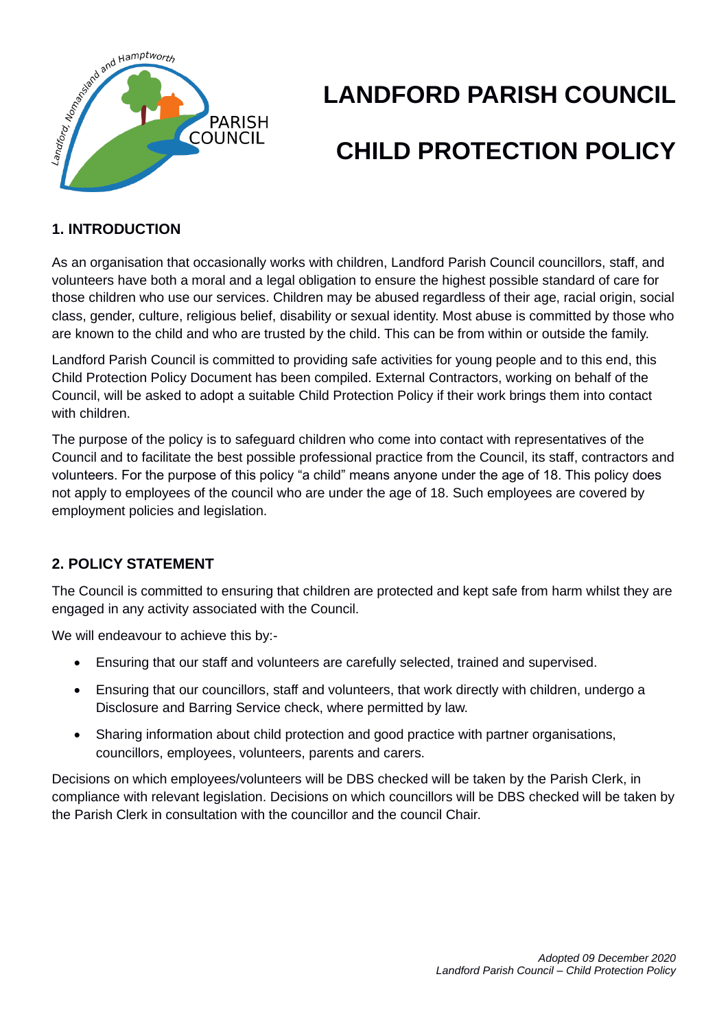# LANDFORD PARISH COUNCIL

# CHILD PROTECTION POLICY

## 1. INTRODUCTION

As an organisation that occasionally works with children, Landford Parish Council councillors, staff, and volunteers have both a moral and a legal obligation to ensure the highest possible standard of care for those children who use our services. Children may be abused regardless of their age, racial origin, social class, gender, culture, religious belief, disability or sexual identity. Most abuse is committed by those who are known to the child and who are trusted by the child. This can be from within or outside the family.

Landford Parish Council is committed to providing safe activities for young people and to this end, this Child Protection Policy Document has been compiled. External Contractors, working on behalf of the Council, will be asked to adopt a suitable Child Protection Policy if their work brings them into contact with children.

The purpose of the policy is to safeguard children who come into contact with representatives of the Council and to facilitate the best possible professional practice from the Council, its staff, contractors and volunteers. For the purpose of this policy "a child" means anyone under the age of 18. This policy does not apply to employees of the council who are under the age of 18. Such employees are covered by employment policies and legislation.

## 2. POLICY STATEMENT

The Council is committed to ensuring that children are protected and kept safe from harm whilst they are engaged in any activity associated with the Council.

We will endeavour to achieve this by:-

- Ensuring that our staff and volunteers are carefully selected, trained and supervised.
- Ensuring that our councillors, staff and volunteers, that work directly with children, undergo a Disclosure and Barring Service check, where permitted by law.
- Sharing information about child protection and good practice with partner organisations, councillors, employees, volunteers, parents and carers.

Decisions on which employees/volunteers will be DBS checked will be taken by the Parish Clerk, in compliance with relevant legislation. Decisions on which councillors will be DBS checked will be taken by the Parish Clerk in consultation with the councillor and the council Chair.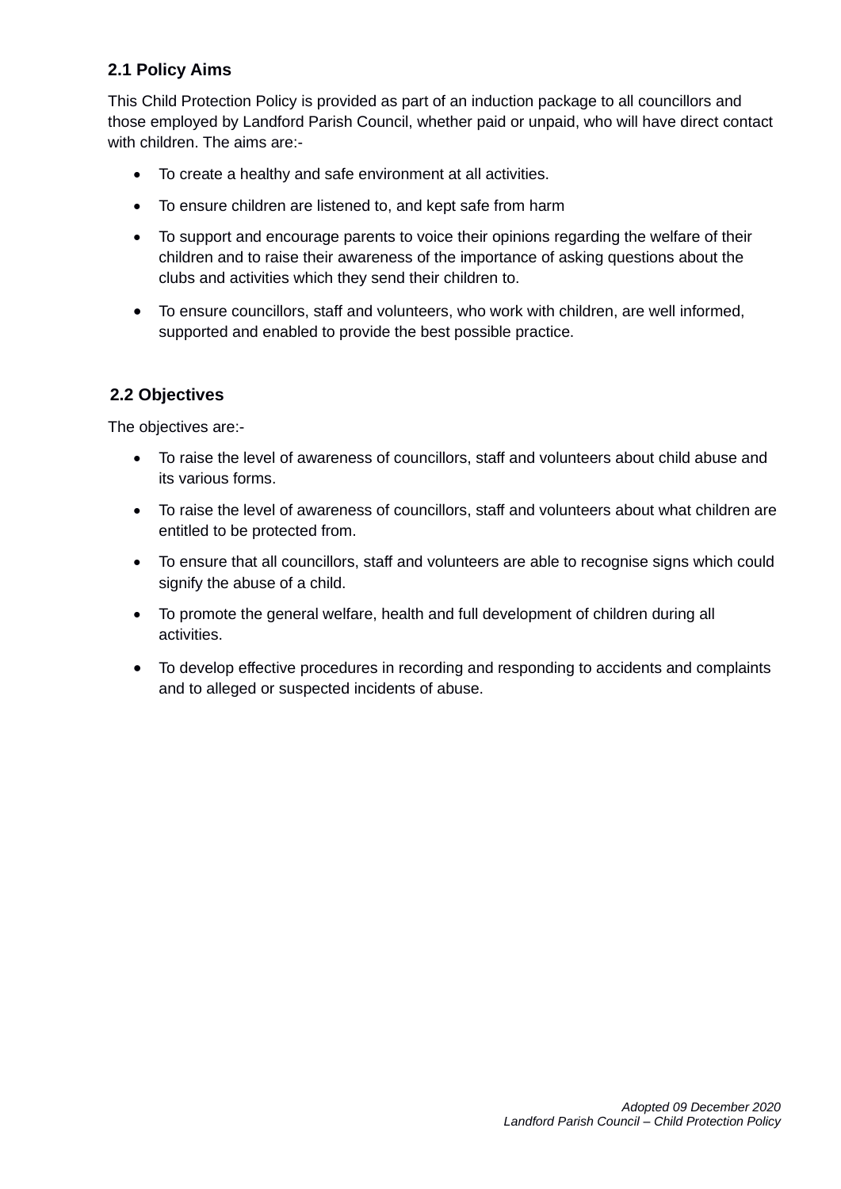### 2.1 Policy Aims

This Child Protection Policy is provided as part of an induction package to all councillors and those employed by Landford Parish Council, whether paid or unpaid, who will have direct contact with children. The aims are:-

- To create a healthy and safe environment at all activities.
- To ensure children are listened to, and kept safe from harm
- To support and encourage parents to voice their opinions regarding the welfare of their children and to raise their awareness of the importance of asking questions about the clubs and activities which they send their children to.
- To ensure councillors, staff and volunteers, who work with children, are well informed, supported and enabled to provide the best possible practice.

### 2.2 Objectives

The objectives are:-

- To raise the level of awareness of councillors, staff and volunteers about child abuse and its various forms.
- To raise the level of awareness of councillors, staff and volunteers about what children are entitled to be protected from.
- To ensure that all councillors, staff and volunteers are able to recognise signs which could signify the abuse of a child.
- To promote the general welfare, health and full development of children during all activities.
- To develop effective procedures in recording and responding to accidents and complaints and to alleged or suspected incidents of abuse.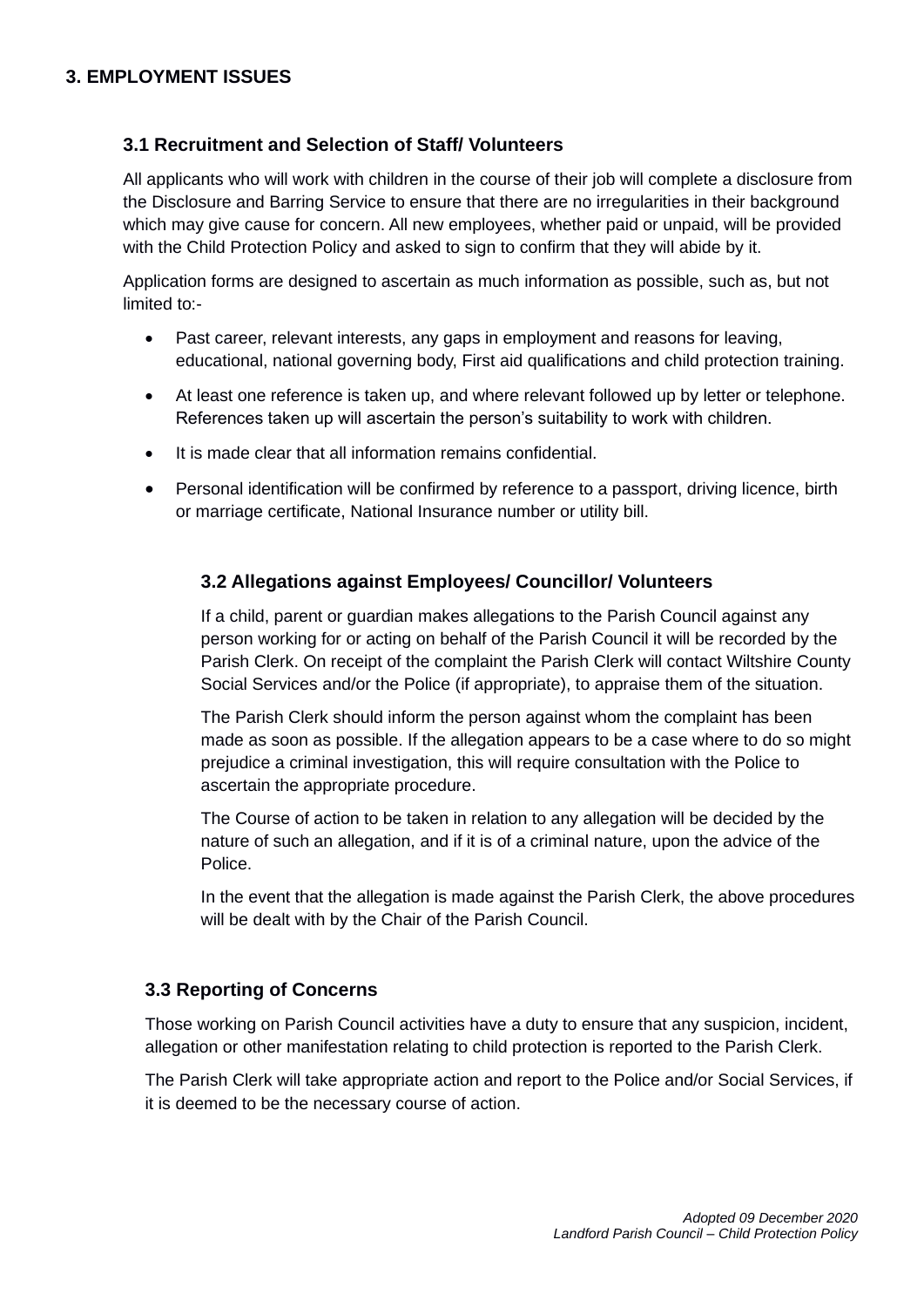## 3. EMPLOYMENT ISSUES

### 3.1 Recruitment and Selection of Staff/ Volunteers

All applicants who will work with children in the course of their job will complete a disclosure from the Disclosure and Barring Service to ensure that there are no irregularities in their background which may give cause for concern. All new employees, whether paid or unpaid, will be provided with the Child Protection Policy and asked to sign to confirm that they will abide by it.

Application forms are designed to ascertain as much information as possible, such as, but not limited to:-

- Past career, relevant interests, any gaps in employment and reasons for leaving, educational, national governing body, First aid qualifications and child protection training.
- At least one reference is taken up, and where relevant followed up by letter or telephone. References taken up will ascertain the person's suitability to work with children.
- It is made clear that all information remains confidential.
- Personal identification will be confirmed by reference to a passport, driving licence, birth or marriage certificate, National Insurance number or utility bill.

### 3.2 Allegations against Employees/ Councillor/ Volunteers

If a child, parent or guardian makes allegations to the Parish Council against any person working for or acting on behalf of the Parish Council it will be recorded by the Parish Clerk. On receipt of the complaint the Parish Clerk will contact Wiltshire County Social Services and/or the Police (if appropriate), to appraise them of the situation.

The Parish Clerk should inform the person against whom the complaint has been made as soon as possible. If the allegation appears to be a case where to do so might prejudice a criminal investigation, this will require consultation with the Police to ascertain the appropriate procedure.

The Course of action to be taken in relation to any allegation will be decided by the nature of such an allegation, and if it is of a criminal nature, upon the advice of the Police.

In the event that the allegation is made against the Parish Clerk, the above procedures will be dealt with by the Chair of the Parish Council.

### 3.3 Reporting of Concerns

Those working on Parish Council activities have a duty to ensure that any suspicion, incident, allegation or other manifestation relating to child protection is reported to the Parish Clerk.

The Parish Clerk will take appropriate action and report to the Police and/or Social Services, if it is deemed to be the necessary course of action.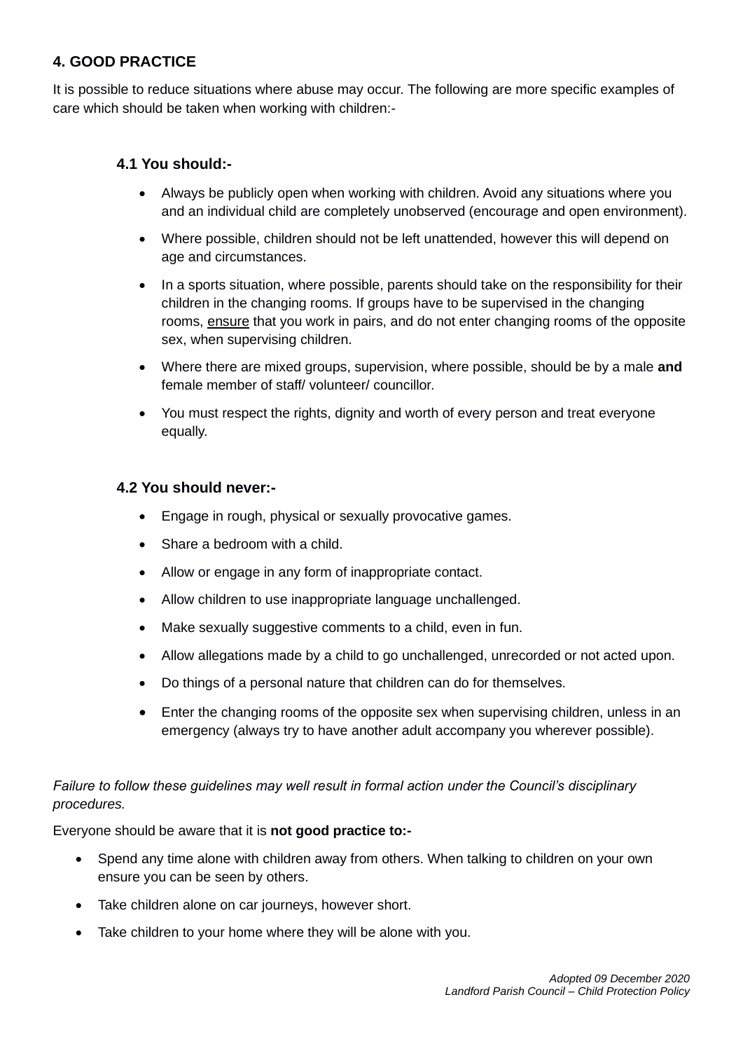## 4. GOOD PRACTICE

It is possible to reduce situations where abuse may occur. The following are more specific examples of care which should be taken when working with children:-

### 4.1 You should:-

- Always be publicly open when working with children. Avoid any situations where you and an individual child are completely unobserved (encourage and open environment).
- Where possible, children should not be left unattended, however this will depend on age and circumstances.
- In a sports situation, where possible, parents should take on the responsibility for their children in the changing rooms. If groups have to be supervised in the changing rooms, <u>ensure</u> that you work in pairs, and do not enter changing rooms of the opposite sex, when supervising children.
- Where there are mixed groups, supervision, where possible, should be by a male **and** female member of staff/ volunteer/ councillor.
- You must respect the rights, dignity and worth of every person and treat everyone equally.

### 4.2 You should never:-

- Engage in rough, physical or sexually provocative games.
- Share a bedroom with a child.
- Allow or engage in any form of inappropriate contact.
- Allow children to use inappropriate language unchallenged.
- Make sexually suggestive comments to a child, even in fun.
- Allow allegations made by a child to go unchallenged, unrecorded or not acted upon.
- Do things of a personal nature that children can do for themselves.
- Enter the changing rooms of the opposite sex when supervising children, unless in an emergency (always try to have another adult accompany you wherever possible).

*Failure to follow these guidelines may well result in formal action under the Council's disciplinary procedures.*

Everyone should be aware that it is **not good practice to:-**

- Spend any time alone with children away from others. When talking to children on your own ensure you can be seen by others.
- Take children alone on car journeys, however short.
- Take children to your home where they will be alone with you.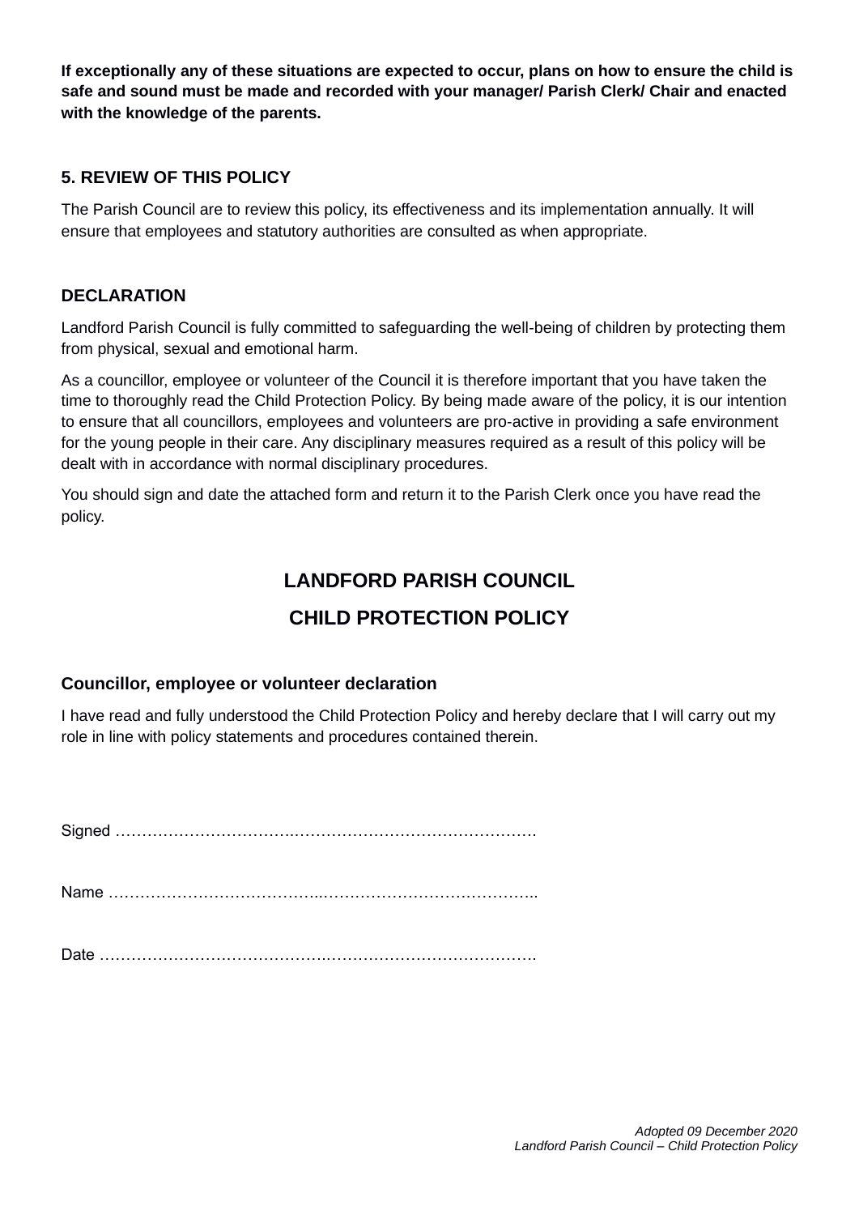**If exceptionally any of these situations are expected to occur, plans on how to ensure the child is safe and sound must be made and recorded with your manager/ Parish Clerk/ Chair and enacted with the knowledge of the parents.**

## 5. REVIEW OF THIS POLICY

The Parish Council are to review this policy, its effectiveness and its implementation annually. It will ensure that employees and statutory authorities are consulted as when appropriate.

## DECLARATION

Landford Parish Council is fully committed to safeguarding the well-being of children by protecting them from physical, sexual and emotional harm.

As a councillor, employee or volunteer of the Council it is therefore important that you have taken the time to thoroughly read the Child Protection Policy. By being made aware of the policy, it is our intention to ensure that all councillors, employees and volunteers are pro-active in providing a safe environment for the young people in their care. Any disciplinary measures required as a result of this policy will be dealt with in accordance with normal disciplinary procedures.

You should sign and date the attached form and return it to the Parish Clerk once you have read the policy.

# LANDFORD PARISH COUNCIL

# CHILD PROTECTION POLICY

### Councillor, employee or volunteer declaration

I have read and fully understood the Child Protection Policy and hereby declare that I will carry out my role in line with policy statements and procedures contained therein.

Signed ……………………………………………………………………………

Name …………………………………..…………………………………..

Date …………………………………….……………………………….

*Adopted 09 December 2020*
*Landford Parish Council – Child Protection Policy*